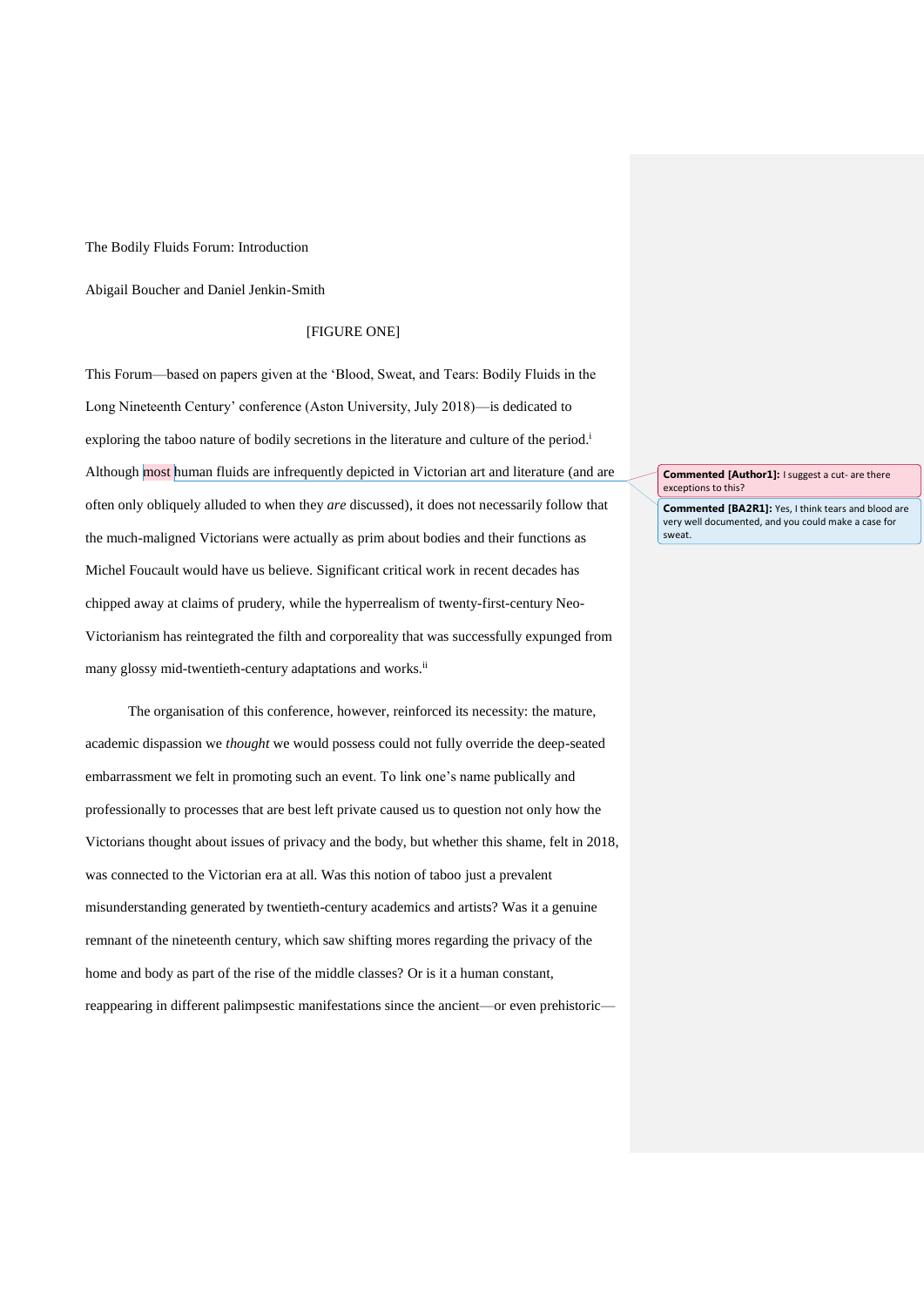The Bodily Fluids Forum: Introduction

Abigail Boucher and Daniel Jenkin-Smith

[FIGURE ONE]

This Forum—based on papers given at the 'Blood, Sweat, and Tears: Bodily Fluids in the Long Nineteenth Century' conference (Aston University, July 2018)—is dedicated to exploring the taboo nature of bodily secretions in the literature and culture of the period.[i] Although most human fluids are infrequently depicted in Victorian art and literature (and are often only obliquely alluded to when they *are* discussed), it does not necessarily follow that the much-maligned Victorians were actually as prim about bodies and their functions as Michel Foucault would have us believe. Significant critical work in recent decades has chipped away at claims of prudery, while the hyperrealism of twenty-first-century Neo-Victorianism has reintegrated the filth and corporeality that was successfully expunged from many glossy mid-twentieth-century adaptations and works.[ii]

**Commented [Author1]:** I suggest a cut- are there exceptions to this?

**Commented [BA2R1]:** Yes, I think tears and blood are very well documented, and you could make a case for sweat.

The organisation of this conference, however, reinforced its necessity: the mature, academic dispassion we *thought* we would possess could not fully override the deep-seated embarrassment we felt in promoting such an event. To link one's name publically and professionally to processes that are best left private caused us to question not only how the Victorians thought about issues of privacy and the body, but whether this shame, felt in 2018, was connected to the Victorian era at all. Was this notion of taboo just a prevalent misunderstanding generated by twentieth-century academics and artists? Was it a genuine remnant of the nineteenth century, which saw shifting mores regarding the privacy of the home and body as part of the rise of the middle classes? Or is it a human constant, reappearing in different palimpsestic manifestations since the ancient—or even prehistoric—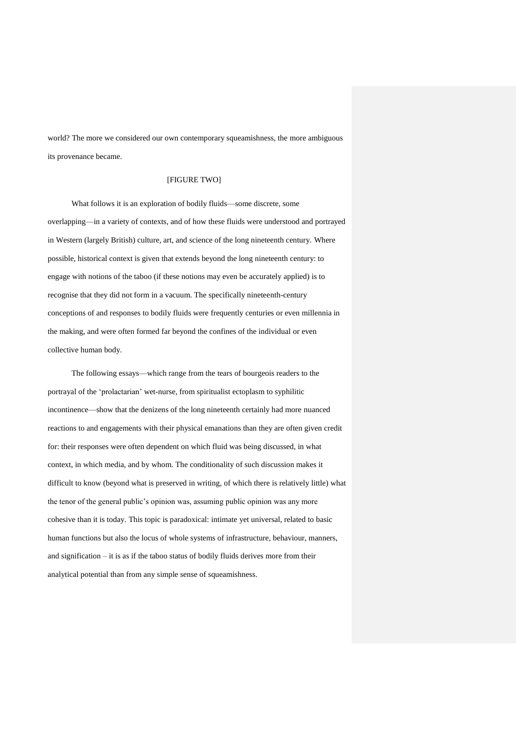world? The more we considered our own contemporary squeamishness, the more ambiguous its provenance became.

[FIGURE TWO]

What follows it is an exploration of bodily fluids—some discrete, some overlapping—in a variety of contexts, and of how these fluids were understood and portrayed in Western (largely British) culture, art, and science of the long nineteenth century. Where possible, historical context is given that extends beyond the long nineteenth century: to engage with notions of the taboo (if these notions may even be accurately applied) is to recognise that they did not form in a vacuum. The specifically nineteenth-century conceptions of and responses to bodily fluids were frequently centuries or even millennia in the making, and were often formed far beyond the confines of the individual or even collective human body.

The following essays—which range from the tears of bourgeois readers to the portrayal of the 'prolactarian' wet-nurse, from spiritualist ectoplasm to syphilitic incontinence—show that the denizens of the long nineteenth certainly had more nuanced reactions to and engagements with their physical emanations than they are often given credit for: their responses were often dependent on which fluid was being discussed, in what context, in which media, and by whom. The conditionality of such discussion makes it difficult to know (beyond what is preserved in writing, of which there is relatively little) what the tenor of the general public's opinion was, assuming public opinion was any more cohesive than it is today. This topic is paradoxical: intimate yet universal, related to basic human functions but also the locus of whole systems of infrastructure, behaviour, manners, and signification – it is as if the taboo status of bodily fluids derives more from their analytical potential than from any simple sense of squeamishness.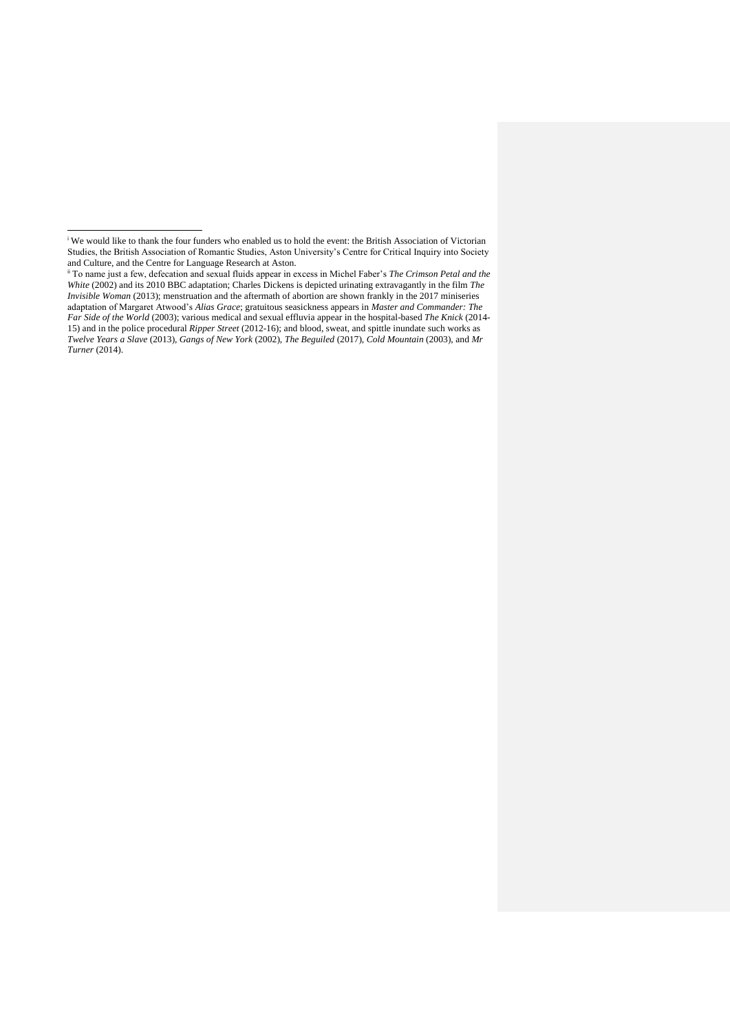[i] We would like to thank the four funders who enabled us to hold the event: the British Association of Victorian Studies, the British Association of Romantic Studies, Aston University's Centre for Critical Inquiry into Society and Culture, and the Centre for Language Research at Aston.

[ii] To name just a few, defecation and sexual fluids appear in excess in Michel Faber's *The Crimson Petal and the White* (2002) and its 2010 BBC adaptation; Charles Dickens is depicted urinating extravagantly in the film *The Invisible Woman* (2013); menstruation and the aftermath of abortion are shown frankly in the 2017 miniseries adaptation of Margaret Atwood's *Alias Grace*; gratuitous seasickness appears in *Master and Commander: The Far Side of the World* (2003); various medical and sexual effluvia appear in the hospital-based *The Knick* (2014-15) and in the police procedural *Ripper Street* (2012-16); and blood, sweat, and spittle inundate such works as *Twelve Years a Slave* (2013), *Gangs of New York* (2002), *The Beguiled* (2017), *Cold Mountain* (2003), and *Mr Turner* (2014).